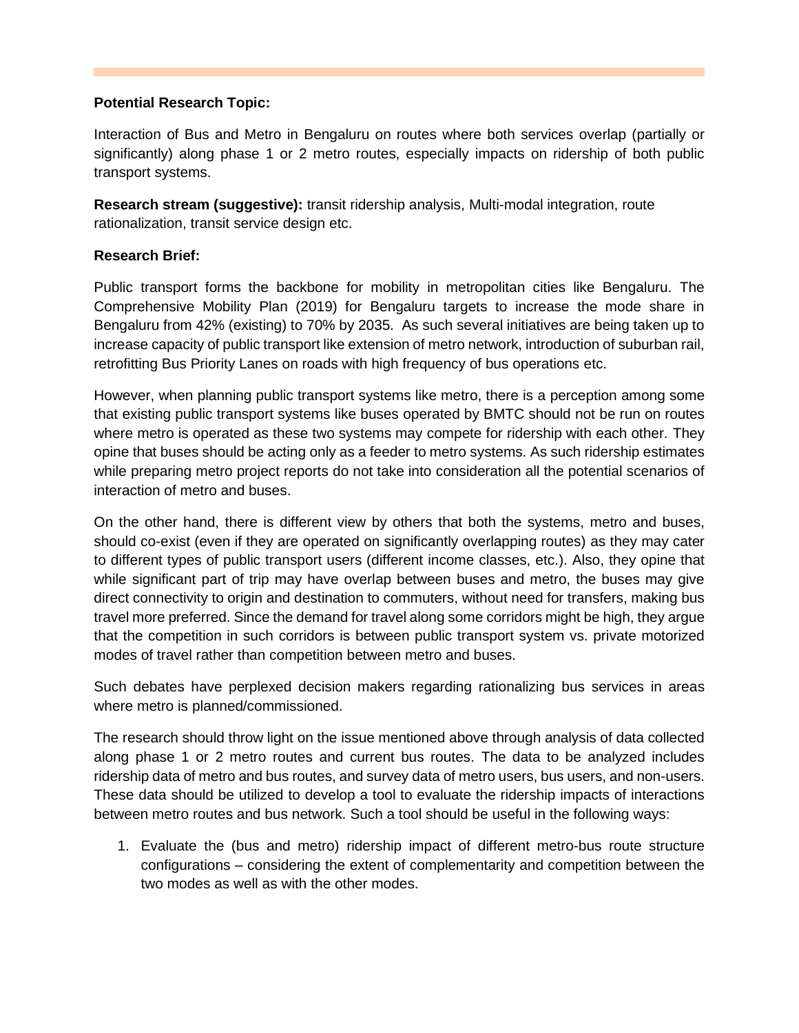**Potential Research Topic:**

Interaction of Bus and Metro in Bengaluru on routes where both services overlap (partially or significantly) along phase 1 or 2 metro routes, especially impacts on ridership of both public transport systems.

**Research stream (suggestive):** transit ridership analysis, Multi-modal integration, route rationalization, transit service design etc.

**Research Brief:**

Public transport forms the backbone for mobility in metropolitan cities like Bengaluru. The Comprehensive Mobility Plan (2019) for Bengaluru targets to increase the mode share in Bengaluru from 42% (existing) to 70% by 2035. As such several initiatives are being taken up to increase capacity of public transport like extension of metro network, introduction of suburban rail, retrofitting Bus Priority Lanes on roads with high frequency of bus operations etc.

However, when planning public transport systems like metro, there is a perception among some that existing public transport systems like buses operated by BMTC should not be run on routes where metro is operated as these two systems may compete for ridership with each other. They opine that buses should be acting only as a feeder to metro systems. As such ridership estimates while preparing metro project reports do not take into consideration all the potential scenarios of interaction of metro and buses.

On the other hand, there is different view by others that both the systems, metro and buses, should co-exist (even if they are operated on significantly overlapping routes) as they may cater to different types of public transport users (different income classes, etc.). Also, they opine that while significant part of trip may have overlap between buses and metro, the buses may give direct connectivity to origin and destination to commuters, without need for transfers, making bus travel more preferred. Since the demand for travel along some corridors might be high, they argue that the competition in such corridors is between public transport system vs. private motorized modes of travel rather than competition between metro and buses.

Such debates have perplexed decision makers regarding rationalizing bus services in areas where metro is planned/commissioned.

The research should throw light on the issue mentioned above through analysis of data collected along phase 1 or 2 metro routes and current bus routes. The data to be analyzed includes ridership data of metro and bus routes, and survey data of metro users, bus users, and non-users. These data should be utilized to develop a tool to evaluate the ridership impacts of interactions between metro routes and bus network. Such a tool should be useful in the following ways:

1. Evaluate the (bus and metro) ridership impact of different metro-bus route structure configurations – considering the extent of complementarity and competition between the two modes as well as with the other modes.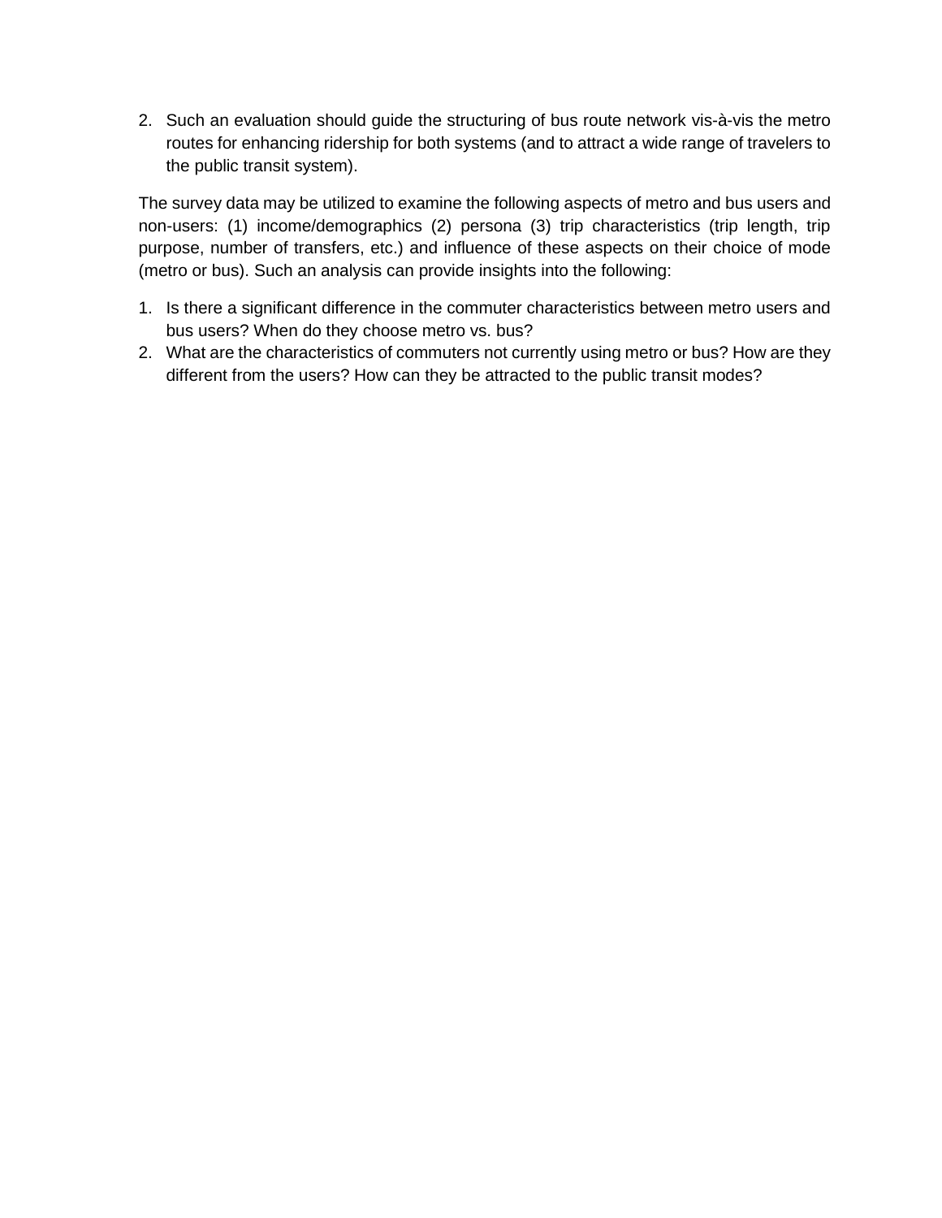2. Such an evaluation should guide the structuring of bus route network vis-à-vis the metro routes for enhancing ridership for both systems (and to attract a wide range of travelers to the public transit system).

The survey data may be utilized to examine the following aspects of metro and bus users and non-users: (1) income/demographics (2) persona (3) trip characteristics (trip length, trip purpose, number of transfers, etc.) and influence of these aspects on their choice of mode (metro or bus). Such an analysis can provide insights into the following:

1. Is there a significant difference in the commuter characteristics between metro users and bus users? When do they choose metro vs. bus?
2. What are the characteristics of commuters not currently using metro or bus? How are they different from the users? How can they be attracted to the public transit modes?